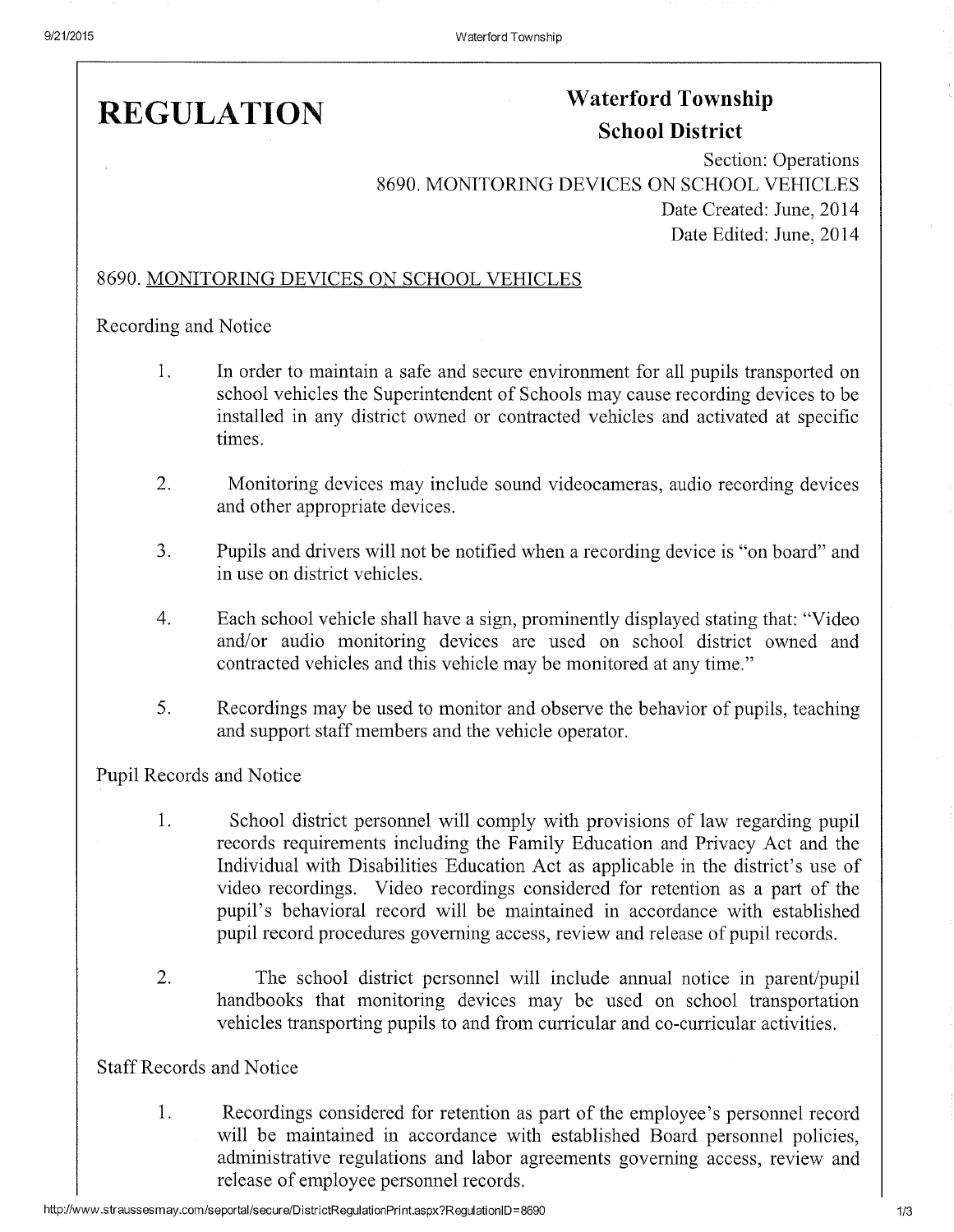# REGULATION

**Waterford Township School District**

Section: Operations
8690. MONITORING DEVICES ON SCHOOL VEHICLES
Date Created: June, 2014
Date Edited: June, 2014

## 8690. MONITORING DEVICES ON SCHOOL VEHICLES

Recording and Notice

1. In order to maintain a safe and secure environment for all pupils transported on school vehicles the Superintendent of Schools may cause recording devices to be installed in any district owned or contracted vehicles and activated at specific times.

2. Monitoring devices may include sound videocameras, audio recording devices and other appropriate devices.

3. Pupils and drivers will not be notified when a recording device is "on board" and in use on district vehicles.

4. Each school vehicle shall have a sign, prominently displayed stating that: "Video and/or audio monitoring devices are used on school district owned and contracted vehicles and this vehicle may be monitored at any time."

5. Recordings may be used to monitor and observe the behavior of pupils, teaching and support staff members and the vehicle operator.

Pupil Records and Notice

1. School district personnel will comply with provisions of law regarding pupil records requirements including the Family Education and Privacy Act and the Individual with Disabilities Education Act as applicable in the district's use of video recordings. Video recordings considered for retention as a part of the pupil's behavioral record will be maintained in accordance with established pupil record procedures governing access, review and release of pupil records.

2. The school district personnel will include annual notice in parent/pupil handbooks that monitoring devices may be used on school transportation vehicles transporting pupils to and from curricular and co-curricular activities.

Staff Records and Notice

1. Recordings considered for retention as part of the employee's personnel record will be maintained in accordance with established Board personnel policies, administrative regulations and labor agreements governing access, review and release of employee personnel records.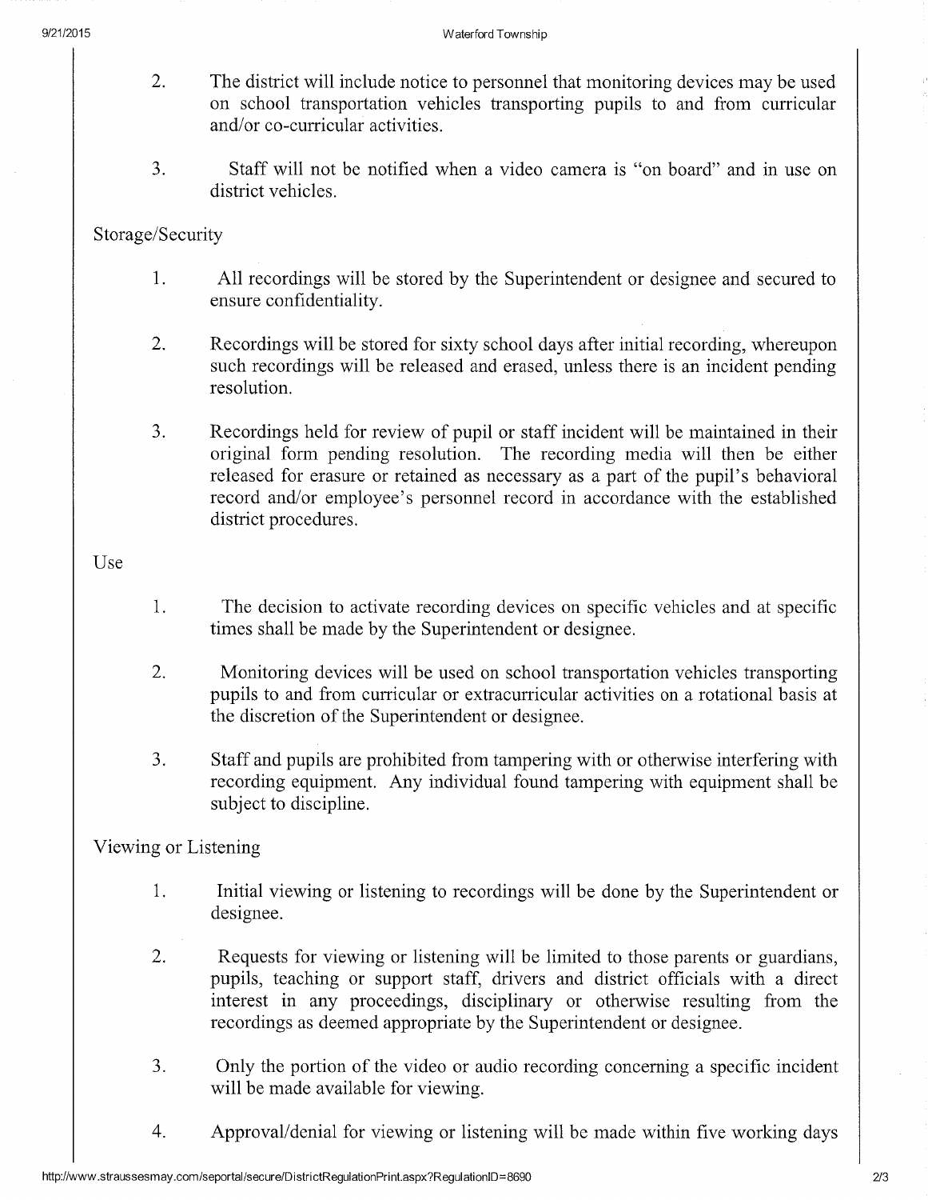2. The district will include notice to personnel that monitoring devices may be used on school transportation vehicles transporting pupils to and from curricular and/or co-curricular activities.

3. Staff will not be notified when a video camera is "on board" and in use on district vehicles.

Storage/Security

1. All recordings will be stored by the Superintendent or designee and secured to ensure confidentiality.

2. Recordings will be stored for sixty school days after initial recording, whereupon such recordings will be released and erased, unless there is an incident pending resolution.

3. Recordings held for review of pupil or staff incident will be maintained in their original form pending resolution. The recording media will then be either released for erasure or retained as necessary as a part of the pupil's behavioral record and/or employee's personnel record in accordance with the established district procedures.

Use

1. The decision to activate recording devices on specific vehicles and at specific times shall be made by the Superintendent or designee.

2. Monitoring devices will be used on school transportation vehicles transporting pupils to and from curricular or extracurricular activities on a rotational basis at the discretion of the Superintendent or designee.

3. Staff and pupils are prohibited from tampering with or otherwise interfering with recording equipment. Any individual found tampering with equipment shall be subject to discipline.

Viewing or Listening

1. Initial viewing or listening to recordings will be done by the Superintendent or designee.

2. Requests for viewing or listening will be limited to those parents or guardians, pupils, teaching or support staff, drivers and district officials with a direct interest in any proceedings, disciplinary or otherwise resulting from the recordings as deemed appropriate by the Superintendent or designee.

3. Only the portion of the video or audio recording concerning a specific incident will be made available for viewing.

4. Approval/denial for viewing or listening will be made within five working days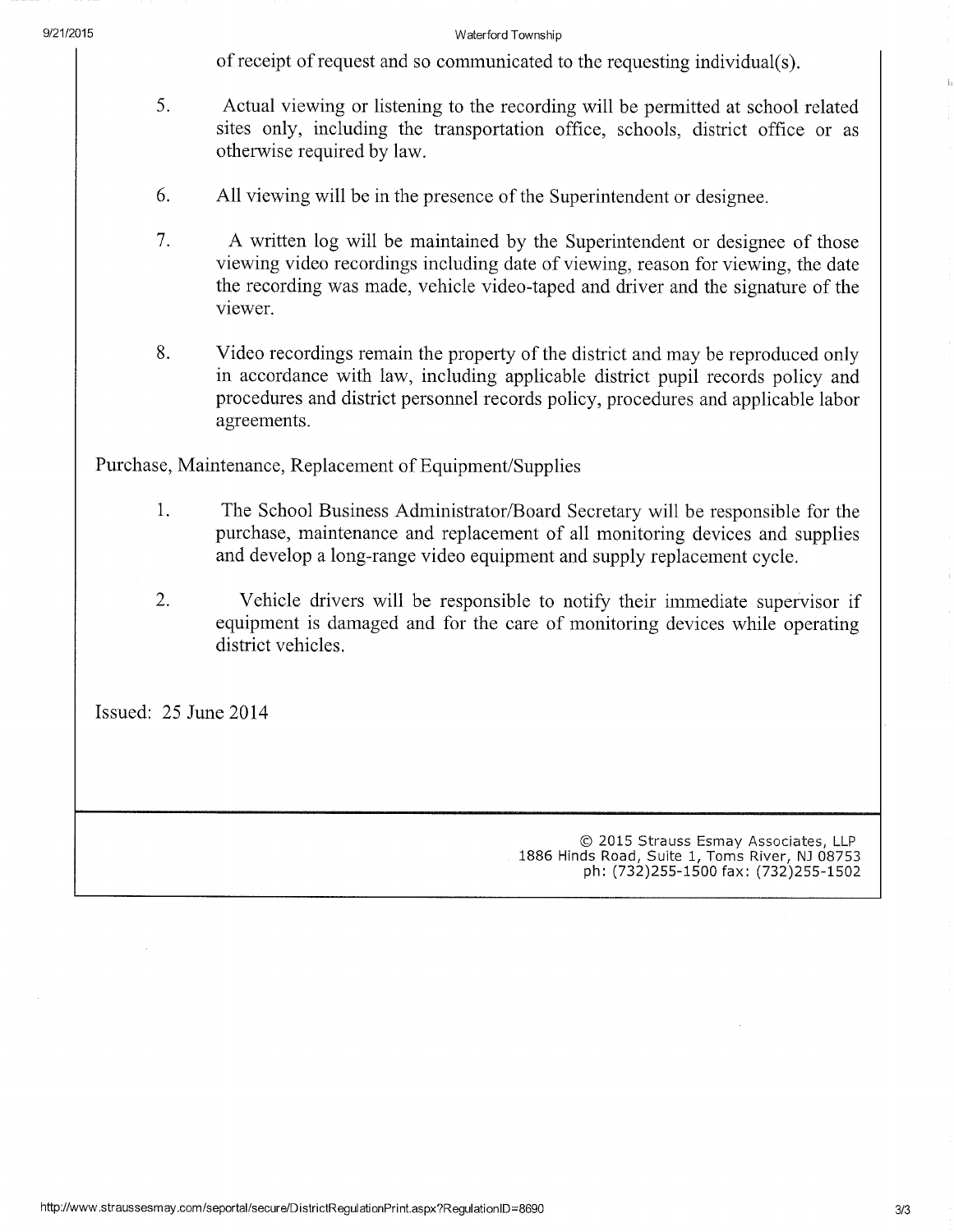of receipt of request and so communicated to the requesting individual(s).

5. Actual viewing or listening to the recording will be permitted at school related sites only, including the transportation office, schools, district office or as otherwise required by law.

6. All viewing will be in the presence of the Superintendent or designee.

7. A written log will be maintained by the Superintendent or designee of those viewing video recordings including date of viewing, reason for viewing, the date the recording was made, vehicle video-taped and driver and the signature of the viewer.

8. Video recordings remain the property of the district and may be reproduced only in accordance with law, including applicable district pupil records policy and procedures and district personnel records policy, procedures and applicable labor agreements.

Purchase, Maintenance, Replacement of Equipment/Supplies

1. The School Business Administrator/Board Secretary will be responsible for the purchase, maintenance and replacement of all monitoring devices and supplies and develop a long-range video equipment and supply replacement cycle.

2. Vehicle drivers will be responsible to notify their immediate supervisor if equipment is damaged and for the care of monitoring devices while operating district vehicles.

Issued: 25 June 2014

© 2015 Strauss Esmay Associates, LLP
1886 Hinds Road, Suite 1, Toms River, NJ 08753
ph: (732)255-1500 fax: (732)255-1502